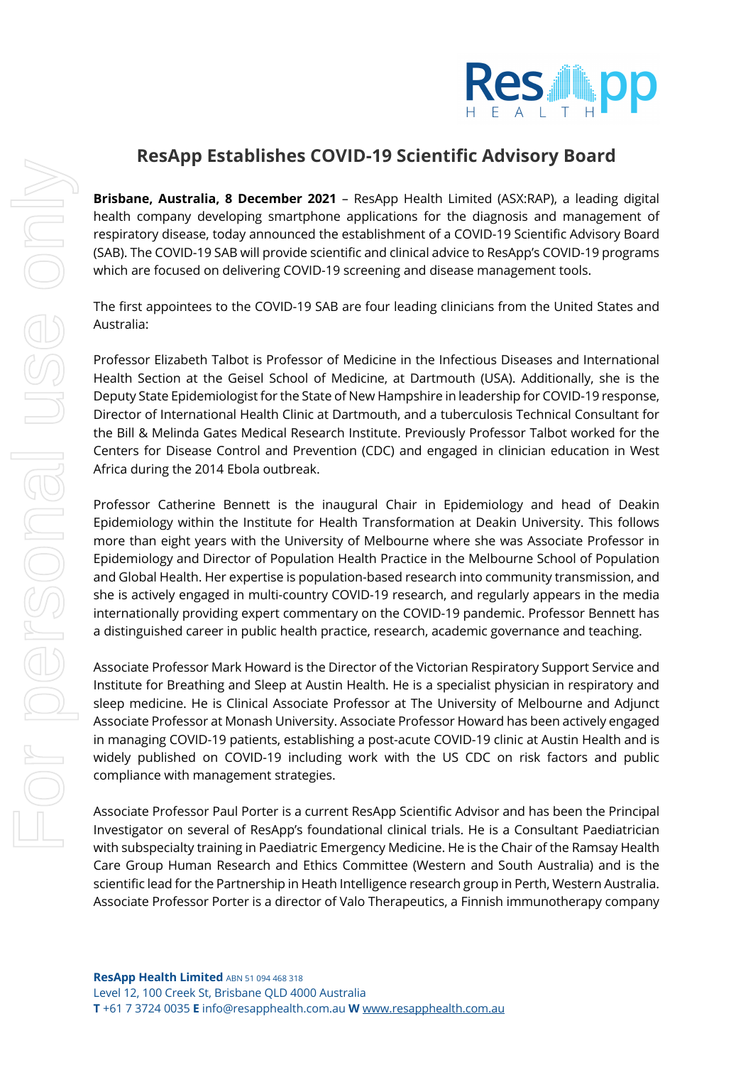# ResApp Establishes COVID-19 Scientific Advisory Board

**Brisbane, Australia, 8 December 2021** – ResApp Health Limited (ASX:RAP), a leading digital health company developing smartphone applications for the diagnosis and management of respiratory disease, today announced the establishment of a COVID-19 Scientific Advisory Board (SAB). The COVID-19 SAB will provide scientific and clinical advice to ResApp's COVID-19 programs which are focused on delivering COVID-19 screening and disease management tools.

The first appointees to the COVID-19 SAB are four leading clinicians from the United States and Australia:

Professor Elizabeth Talbot is Professor of Medicine in the Infectious Diseases and International Health Section at the Geisel School of Medicine, at Dartmouth (USA). Additionally, she is the Deputy State Epidemiologist for the State of New Hampshire in leadership for COVID-19 response, Director of International Health Clinic at Dartmouth, and a tuberculosis Technical Consultant for the Bill & Melinda Gates Medical Research Institute. Previously Professor Talbot worked for the Centers for Disease Control and Prevention (CDC) and engaged in clinician education in West Africa during the 2014 Ebola outbreak.

Professor Catherine Bennett is the inaugural Chair in Epidemiology and head of Deakin Epidemiology within the Institute for Health Transformation at Deakin University. This follows more than eight years with the University of Melbourne where she was Associate Professor in Epidemiology and Director of Population Health Practice in the Melbourne School of Population and Global Health. Her expertise is population-based research into community transmission, and she is actively engaged in multi-country COVID-19 research, and regularly appears in the media internationally providing expert commentary on the COVID-19 pandemic. Professor Bennett has a distinguished career in public health practice, research, academic governance and teaching.

Associate Professor Mark Howard is the Director of the Victorian Respiratory Support Service and Institute for Breathing and Sleep at Austin Health. He is a specialist physician in respiratory and sleep medicine. He is Clinical Associate Professor at The University of Melbourne and Adjunct Associate Professor at Monash University. Associate Professor Howard has been actively engaged in managing COVID-19 patients, establishing a post-acute COVID-19 clinic at Austin Health and is widely published on COVID-19 including work with the US CDC on risk factors and public compliance with management strategies.

Associate Professor Paul Porter is a current ResApp Scientific Advisor and has been the Principal Investigator on several of ResApp's foundational clinical trials. He is a Consultant Paediatrician with subspecialty training in Paediatric Emergency Medicine. He is the Chair of the Ramsay Health Care Group Human Research and Ethics Committee (Western and South Australia) and is the scientific lead for the Partnership in Heath Intelligence research group in Perth, Western Australia. Associate Professor Porter is a director of Valo Therapeutics, a Finnish immunotherapy company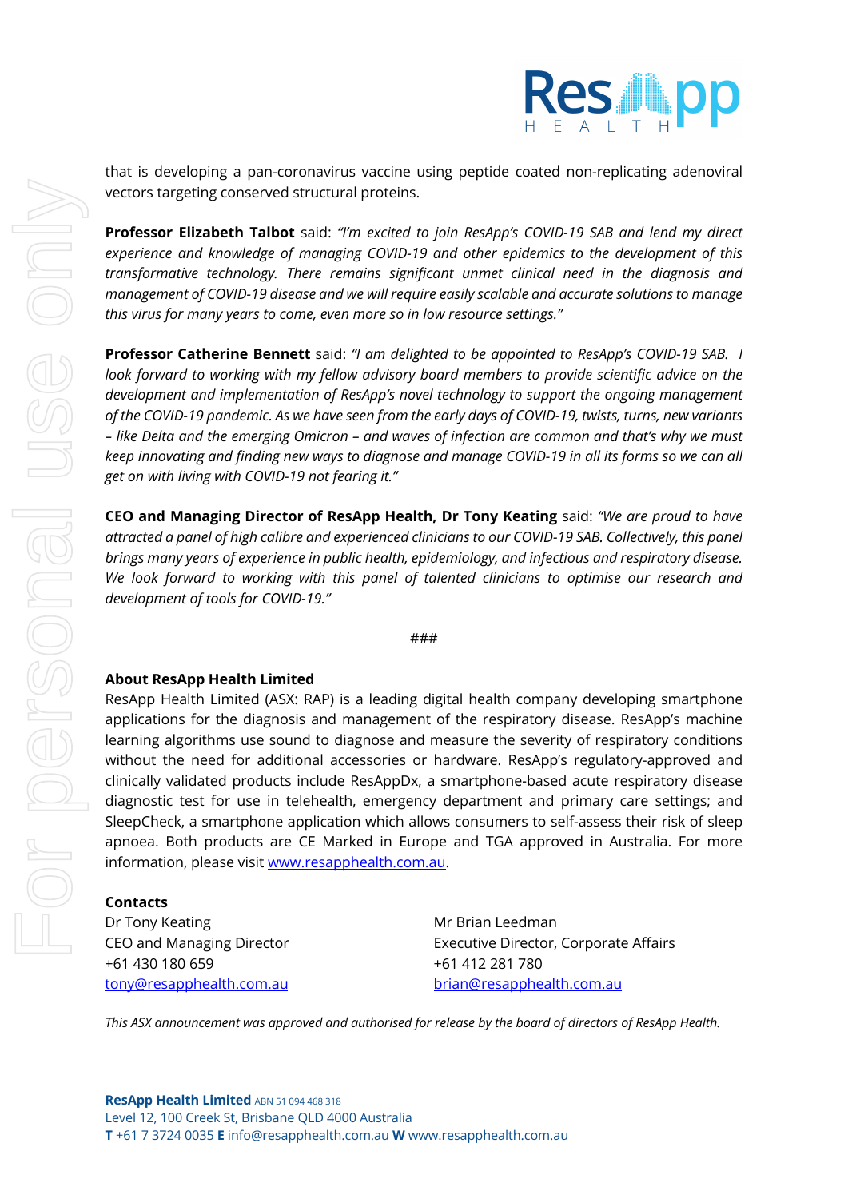that is developing a pan-coronavirus vaccine using peptide coated non-replicating adenoviral vectors targeting conserved structural proteins.

**Professor Elizabeth Talbot** said: *"I'm excited to join ResApp's COVID-19 SAB and lend my direct experience and knowledge of managing COVID-19 and other epidemics to the development of this transformative technology. There remains significant unmet clinical need in the diagnosis and management of COVID-19 disease and we will require easily scalable and accurate solutions to manage this virus for many years to come, even more so in low resource settings."*

**Professor Catherine Bennett** said: *"I am delighted to be appointed to ResApp's COVID-19 SAB. I look forward to working with my fellow advisory board members to provide scientific advice on the development and implementation of ResApp's novel technology to support the ongoing management of the COVID-19 pandemic. As we have seen from the early days of COVID-19, twists, turns, new variants – like Delta and the emerging Omicron – and waves of infection are common and that's why we must keep innovating and finding new ways to diagnose and manage COVID-19 in all its forms so we can all get on with living with COVID-19 not fearing it."*

**CEO and Managing Director of ResApp Health, Dr Tony Keating** said: *"We are proud to have attracted a panel of high calibre and experienced clinicians to our COVID-19 SAB. Collectively, this panel brings many years of experience in public health, epidemiology, and infectious and respiratory disease. We look forward to working with this panel of talented clinicians to optimise our research and development of tools for COVID-19."*

###

**About ResApp Health Limited**

ResApp Health Limited (ASX: RAP) is a leading digital health company developing smartphone applications for the diagnosis and management of the respiratory disease. ResApp's machine learning algorithms use sound to diagnose and measure the severity of respiratory conditions without the need for additional accessories or hardware. ResApp's regulatory-approved and clinically validated products include ResAppDx, a smartphone-based acute respiratory disease diagnostic test for use in telehealth, emergency department and primary care settings; and SleepCheck, a smartphone application which allows consumers to self-assess their risk of sleep apnoea. Both products are CE Marked in Europe and TGA approved in Australia. For more information, please visit www.resapphealth.com.au.

**Contacts**

Dr Tony Keating
CEO and Managing Director
+61 430 180 659
tony@resapphealth.com.au

Mr Brian Leedman
Executive Director, Corporate Affairs
+61 412 281 780
brian@resapphealth.com.au

*This ASX announcement was approved and authorised for release by the board of directors of ResApp Health.*

**ResApp Health Limited** ABN 51 094 468 318
Level 12, 100 Creek St, Brisbane QLD 4000 Australia
**T** +61 7 3724 0035 **E** info@resapphealth.com.au **W** www.resapphealth.com.au